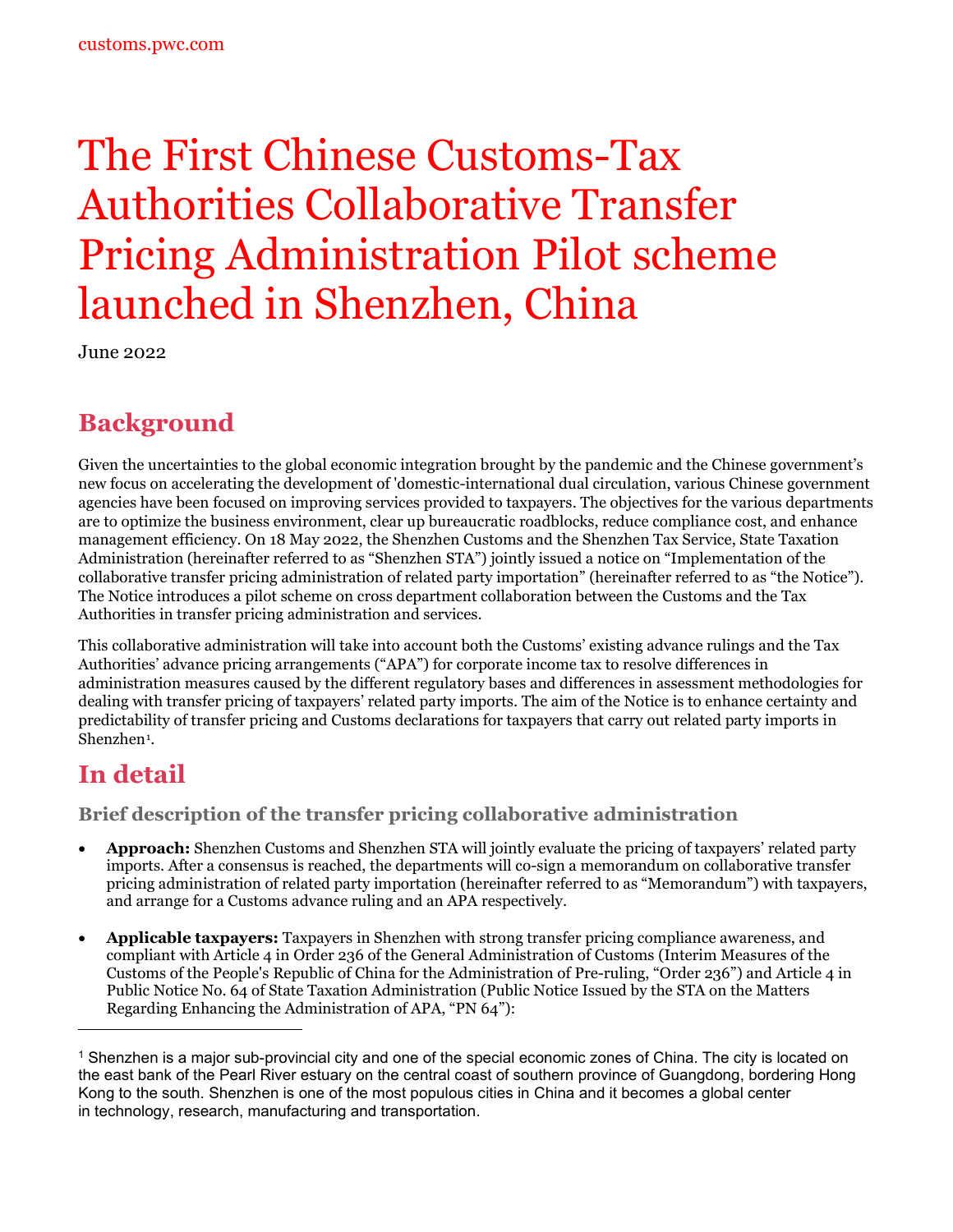customs.pwc.com

# The First Chinese Customs-Tax Authorities Collaborative Transfer Pricing Administration Pilot scheme launched in Shenzhen, China

June 2022

## Background

Given the uncertainties to the global economic integration brought by the pandemic and the Chinese government's new focus on accelerating the development of 'domestic-international dual circulation, various Chinese government agencies have been focused on improving services provided to taxpayers. The objectives for the various departments are to optimize the business environment, clear up bureaucratic roadblocks, reduce compliance cost, and enhance management efficiency. On 18 May 2022, the Shenzhen Customs and the Shenzhen Tax Service, State Taxation Administration (hereinafter referred to as "Shenzhen STA") jointly issued a notice on "Implementation of the collaborative transfer pricing administration of related party importation" (hereinafter referred to as "the Notice"). The Notice introduces a pilot scheme on cross department collaboration between the Customs and the Tax Authorities in transfer pricing administration and services.

This collaborative administration will take into account both the Customs' existing advance rulings and the Tax Authorities' advance pricing arrangements ("APA") for corporate income tax to resolve differences in administration measures caused by the different regulatory bases and differences in assessment methodologies for dealing with transfer pricing of taxpayers' related party imports. The aim of the Notice is to enhance certainty and predictability of transfer pricing and Customs declarations for taxpayers that carry out related party imports in Shenzhen[1].

## In detail

### Brief description of the transfer pricing collaborative administration

- **Approach:** Shenzhen Customs and Shenzhen STA will jointly evaluate the pricing of taxpayers' related party imports. After a consensus is reached, the departments will co-sign a memorandum on collaborative transfer pricing administration of related party importation (hereinafter referred to as "Memorandum") with taxpayers, and arrange for a Customs advance ruling and an APA respectively.
- **Applicable taxpayers:** Taxpayers in Shenzhen with strong transfer pricing compliance awareness, and compliant with Article 4 in Order 236 of the General Administration of Customs (Interim Measures of the Customs of the People's Republic of China for the Administration of Pre-ruling, "Order 236") and Article 4 in Public Notice No. 64 of State Taxation Administration (Public Notice Issued by the STA on the Matters Regarding Enhancing the Administration of APA, "PN 64"):

[1] Shenzhen is a major sub-provincial city and one of the special economic zones of China. The city is located on the east bank of the Pearl River estuary on the central coast of southern province of Guangdong, bordering Hong Kong to the south. Shenzhen is one of the most populous cities in China and it becomes a global center in technology, research, manufacturing and transportation.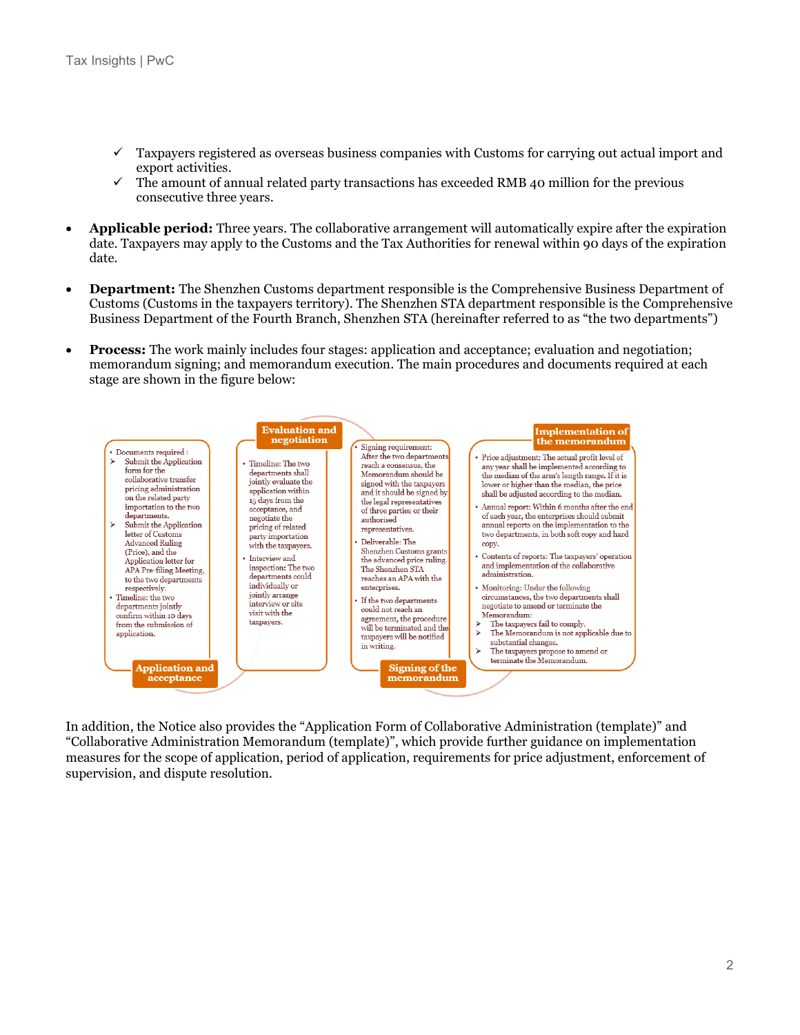- ✓ Taxpayers registered as overseas business companies with Customs for carrying out actual import and export activities.
- ✓ The amount of annual related party transactions has exceeded RMB 40 million for the previous consecutive three years.

- **Applicable period:** Three years. The collaborative arrangement will automatically expire after the expiration date. Taxpayers may apply to the Customs and the Tax Authorities for renewal within 90 days of the expiration date.

- **Department:** The Shenzhen Customs department responsible is the Comprehensive Business Department of Customs (Customs in the taxpayers territory). The Shenzhen STA department responsible is the Comprehensive Business Department of the Fourth Branch, Shenzhen STA (hereinafter referred to as "the two departments")

- **Process:** The work mainly includes four stages: application and acceptance; evaluation and negotiation; memorandum signing; and memorandum execution. The main procedures and documents required at each stage are shown in the figure below:

**Application and acceptance**

- Documents required :
  - ➢ Submit the Application form for the collaborative transfer pricing administration on the related party importation to the two departments.
  - ➢ Submit the Application letter of Customs Advanced Ruling (Price), and the Application letter for APA Pre-filing Meeting, to the two departments respectively.
- Timeline: the two departments jointly confirm within 10 days from the submission of application.

**Evaluation and negotiation**

- Timeline: The two departments shall jointly evaluate the application within 15 days from the acceptance, and negotiate the pricing of related party importation with the taxpayers.
- Interview and inspection: The two departments could individually or jointly arrange interview or site visit with the taxpayers.

**Signing of the memorandum**

- Signing requirement: After the two departments reach a consensus, the Memorandum should be signed with the taxpayers and it should be signed by the legal representatives of three parties or their authorised representatives.
- Deliverable: The Shenzhen Customs grants the advanced price ruling. The Shenzhen STA reaches an APA with the enterprises.
- If the two departments could not reach an agreement, the procedure will be terminated and the taxpayers will be notified in writing.

**Implementation of the memorandum**

- Price adjustment: The actual profit level of any year shall be implemented according to the median of the arm's length range. If it is lower or higher than the median, the price shall be adjusted according to the median.
- Annual report: Within 6 months after the end of each year, the enterprises should submit annual reports on the implementation to the two departments, in both soft copy and hard copy.
- Contents of reports: The taxpayers' operation and implementation of the collaborative administration.
- Monitoring: Under the following circumstances, the two departments shall negotiate to amend or terminate the Memorandum:
  - ➢ The taxpayers fail to comply.
  - ➢ The Memorandum is not applicable due to substantial changes.
  - ➢ The taxpayers propose to amend or terminate the Memorandum.

In addition, the Notice also provides the "Application Form of Collaborative Administration (template)" and "Collaborative Administration Memorandum (template)", which provide further guidance on implementation measures for the scope of application, period of application, requirements for price adjustment, enforcement of supervision, and dispute resolution.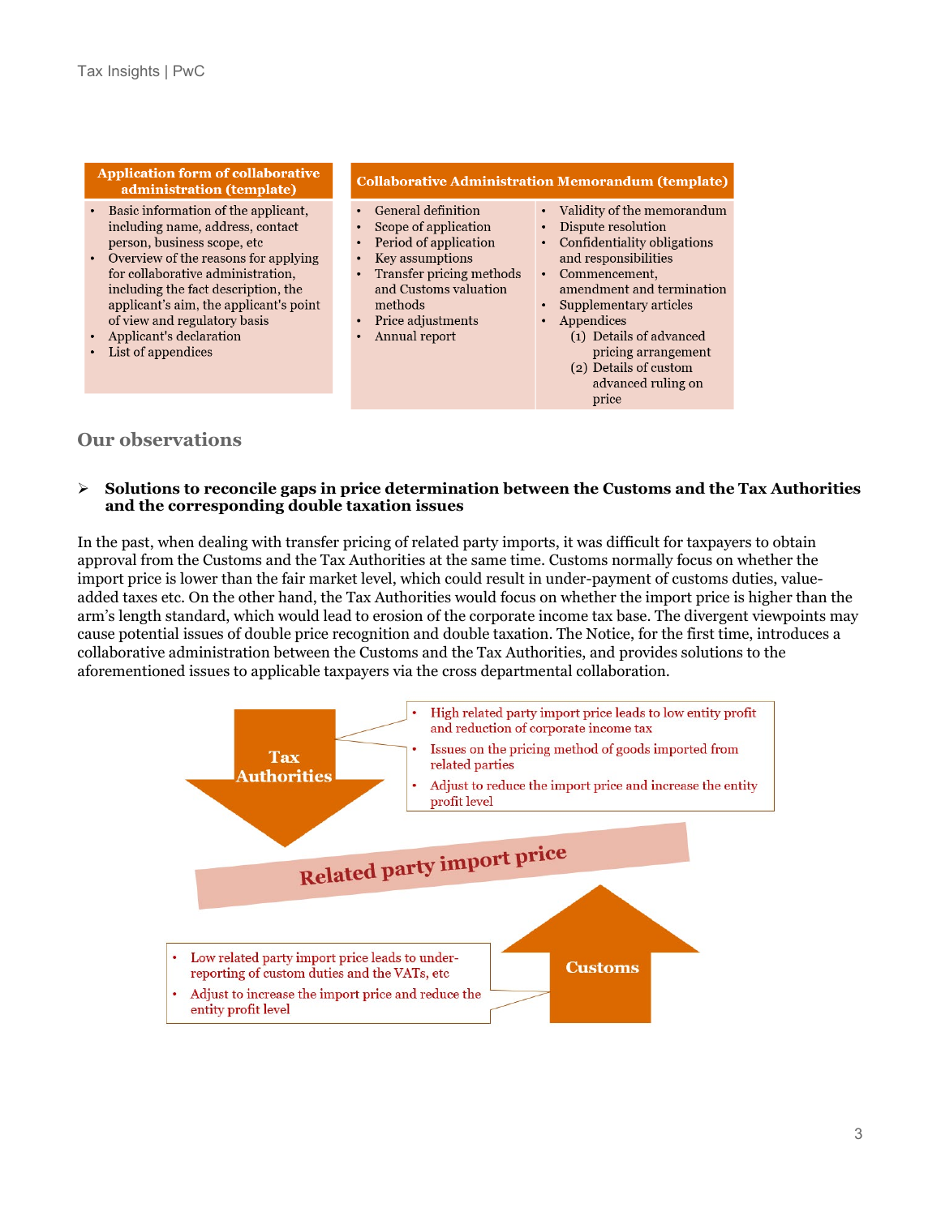| Application form of collaborative administration (template) | Collaborative Administration Memorandum (template) | |
|---|---|---|
| • Basic information of the applicant, including name, address, contact person, business scope, etc<br>• Overview of the reasons for applying for collaborative administration, including the fact description, the applicant's aim, the applicant's point of view and regulatory basis<br>• Applicant's declaration<br>• List of appendices | • General definition<br>• Scope of application<br>• Period of application<br>• Key assumptions<br>• Transfer pricing methods and Customs valuation methods<br>• Price adjustments<br>• Annual report | • Validity of the memorandum<br>• Dispute resolution<br>• Confidentiality obligations and responsibilities<br>• Commencement, amendment and termination<br>• Supplementary articles<br>• Appendices<br>(1) Details of advanced pricing arrangement<br>(2) Details of custom advanced ruling on price |

## Our observations

➢ **Solutions to reconcile gaps in price determination between the Customs and the Tax Authorities and the corresponding double taxation issues**

In the past, when dealing with transfer pricing of related party imports, it was difficult for taxpayers to obtain approval from the Customs and the Tax Authorities at the same time. Customs normally focus on whether the import price is lower than the fair market level, which could result in under-payment of customs duties, value-added taxes etc. On the other hand, the Tax Authorities would focus on whether the import price is higher than the arm's length standard, which would lead to erosion of the corporate income tax base. The divergent viewpoints may cause potential issues of double price recognition and double taxation. The Notice, for the first time, introduces a collaborative administration between the Customs and the Tax Authorities, and provides solutions to the aforementioned issues to applicable taxpayers via the cross departmental collaboration.

**Tax Authorities**

- High related party import price leads to low entity profit and reduction of corporate income tax
- Issues on the pricing method of goods imported from related parties
- Adjust to reduce the import price and increase the entity profit level

**Related party import price**

**Customs**

- Low related party import price leads to under-reporting of custom duties and the VATs, etc
- Adjust to increase the import price and reduce the entity profit level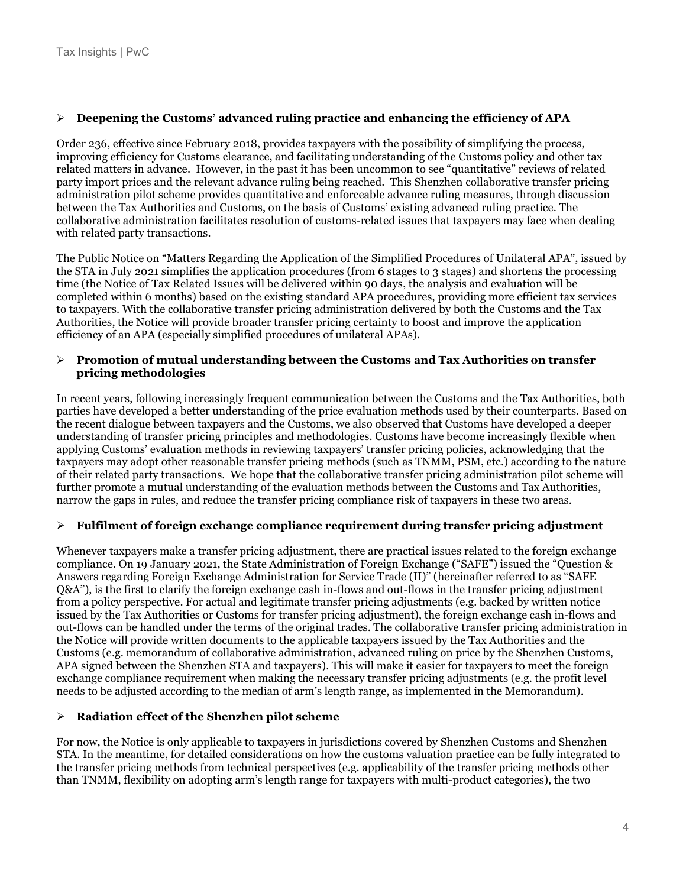- **Deepening the Customs' advanced ruling practice and enhancing the efficiency of APA**

Order 236, effective since February 2018, provides taxpayers with the possibility of simplifying the process, improving efficiency for Customs clearance, and facilitating understanding of the Customs policy and other tax related matters in advance. However, in the past it has been uncommon to see "quantitative" reviews of related party import prices and the relevant advance ruling being reached. This Shenzhen collaborative transfer pricing administration pilot scheme provides quantitative and enforceable advance ruling measures, through discussion between the Tax Authorities and Customs, on the basis of Customs' existing advanced ruling practice. The collaborative administration facilitates resolution of customs-related issues that taxpayers may face when dealing with related party transactions.

The Public Notice on "Matters Regarding the Application of the Simplified Procedures of Unilateral APA", issued by the STA in July 2021 simplifies the application procedures (from 6 stages to 3 stages) and shortens the processing time (the Notice of Tax Related Issues will be delivered within 90 days, the analysis and evaluation will be completed within 6 months) based on the existing standard APA procedures, providing more efficient tax services to taxpayers. With the collaborative transfer pricing administration delivered by both the Customs and the Tax Authorities, the Notice will provide broader transfer pricing certainty to boost and improve the application efficiency of an APA (especially simplified procedures of unilateral APAs).

- **Promotion of mutual understanding between the Customs and Tax Authorities on transfer pricing methodologies**

In recent years, following increasingly frequent communication between the Customs and the Tax Authorities, both parties have developed a better understanding of the price evaluation methods used by their counterparts. Based on the recent dialogue between taxpayers and the Customs, we also observed that Customs have developed a deeper understanding of transfer pricing principles and methodologies. Customs have become increasingly flexible when applying Customs' evaluation methods in reviewing taxpayers' transfer pricing policies, acknowledging that the taxpayers may adopt other reasonable transfer pricing methods (such as TNMM, PSM, etc.) according to the nature of their related party transactions. We hope that the collaborative transfer pricing administration pilot scheme will further promote a mutual understanding of the evaluation methods between the Customs and Tax Authorities, narrow the gaps in rules, and reduce the transfer pricing compliance risk of taxpayers in these two areas.

- **Fulfilment of foreign exchange compliance requirement during transfer pricing adjustment**

Whenever taxpayers make a transfer pricing adjustment, there are practical issues related to the foreign exchange compliance. On 19 January 2021, the State Administration of Foreign Exchange ("SAFE") issued the "Question & Answers regarding Foreign Exchange Administration for Service Trade (II)" (hereinafter referred to as "SAFE Q&A"), is the first to clarify the foreign exchange cash in-flows and out-flows in the transfer pricing adjustment from a policy perspective. For actual and legitimate transfer pricing adjustments (e.g. backed by written notice issued by the Tax Authorities or Customs for transfer pricing adjustment), the foreign exchange cash in-flows and out-flows can be handled under the terms of the original trades. The collaborative transfer pricing administration in the Notice will provide written documents to the applicable taxpayers issued by the Tax Authorities and the Customs (e.g. memorandum of collaborative administration, advanced ruling on price by the Shenzhen Customs, APA signed between the Shenzhen STA and taxpayers). This will make it easier for taxpayers to meet the foreign exchange compliance requirement when making the necessary transfer pricing adjustments (e.g. the profit level needs to be adjusted according to the median of arm's length range, as implemented in the Memorandum).

- **Radiation effect of the Shenzhen pilot scheme**

For now, the Notice is only applicable to taxpayers in jurisdictions covered by Shenzhen Customs and Shenzhen STA. In the meantime, for detailed considerations on how the customs valuation practice can be fully integrated to the transfer pricing methods from technical perspectives (e.g. applicability of the transfer pricing methods other than TNMM, flexibility on adopting arm's length range for taxpayers with multi-product categories), the two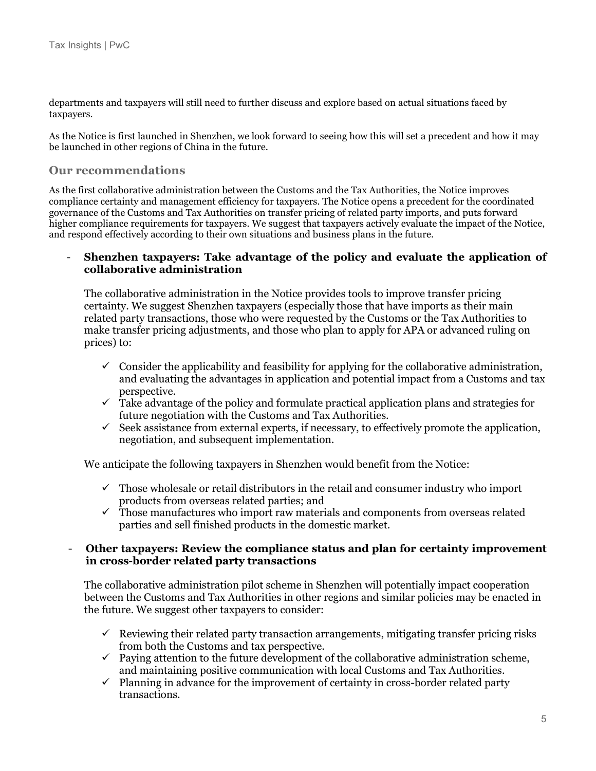departments and taxpayers will still need to further discuss and explore based on actual situations faced by taxpayers.

As the Notice is first launched in Shenzhen, we look forward to seeing how this will set a precedent and how it may be launched in other regions of China in the future.

## Our recommendations

As the first collaborative administration between the Customs and the Tax Authorities, the Notice improves compliance certainty and management efficiency for taxpayers. The Notice opens a precedent for the coordinated governance of the Customs and Tax Authorities on transfer pricing of related party imports, and puts forward higher compliance requirements for taxpayers. We suggest that taxpayers actively evaluate the impact of the Notice, and respond effectively according to their own situations and business plans in the future.

- **Shenzhen taxpayers: Take advantage of the policy and evaluate the application of collaborative administration**

  The collaborative administration in the Notice provides tools to improve transfer pricing certainty. We suggest Shenzhen taxpayers (especially those that have imports as their main related party transactions, those who were requested by the Customs or the Tax Authorities to make transfer pricing adjustments, and those who plan to apply for APA or advanced ruling on prices) to:

  - ✓ Consider the applicability and feasibility for applying for the collaborative administration, and evaluating the advantages in application and potential impact from a Customs and tax perspective.
  - ✓ Take advantage of the policy and formulate practical application plans and strategies for future negotiation with the Customs and Tax Authorities.
  - ✓ Seek assistance from external experts, if necessary, to effectively promote the application, negotiation, and subsequent implementation.

  We anticipate the following taxpayers in Shenzhen would benefit from the Notice:

  - ✓ Those wholesale or retail distributors in the retail and consumer industry who import products from overseas related parties; and
  - ✓ Those manufactures who import raw materials and components from overseas related parties and sell finished products in the domestic market.

- **Other taxpayers: Review the compliance status and plan for certainty improvement in cross-border related party transactions**

  The collaborative administration pilot scheme in Shenzhen will potentially impact cooperation between the Customs and Tax Authorities in other regions and similar policies may be enacted in the future. We suggest other taxpayers to consider:

  - ✓ Reviewing their related party transaction arrangements, mitigating transfer pricing risks from both the Customs and tax perspective.
  - ✓ Paying attention to the future development of the collaborative administration scheme, and maintaining positive communication with local Customs and Tax Authorities.
  - ✓ Planning in advance for the improvement of certainty in cross-border related party transactions.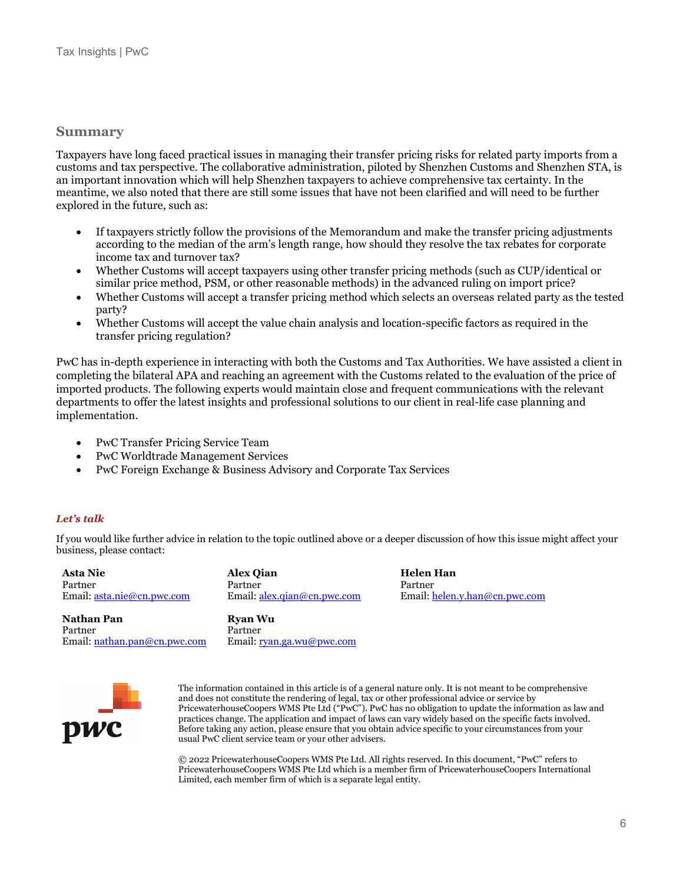## Summary

Taxpayers have long faced practical issues in managing their transfer pricing risks for related party imports from a customs and tax perspective. The collaborative administration, piloted by Shenzhen Customs and Shenzhen STA, is an important innovation which will help Shenzhen taxpayers to achieve comprehensive tax certainty. In the meantime, we also noted that there are still some issues that have not been clarified and will need to be further explored in the future, such as:

- If taxpayers strictly follow the provisions of the Memorandum and make the transfer pricing adjustments according to the median of the arm's length range, how should they resolve the tax rebates for corporate income tax and turnover tax?
- Whether Customs will accept taxpayers using other transfer pricing methods (such as CUP/identical or similar price method, PSM, or other reasonable methods) in the advanced ruling on import price?
- Whether Customs will accept a transfer pricing method which selects an overseas related party as the tested party?
- Whether Customs will accept the value chain analysis and location-specific factors as required in the transfer pricing regulation?

PwC has in-depth experience in interacting with both the Customs and Tax Authorities. We have assisted a client in completing the bilateral APA and reaching an agreement with the Customs related to the evaluation of the price of imported products. The following experts would maintain close and frequent communications with the relevant departments to offer the latest insights and professional solutions to our client in real-life case planning and implementation.

- PwC Transfer Pricing Service Team
- PwC Worldtrade Management Services
- PwC Foreign Exchange & Business Advisory and Corporate Tax Services

***Let's talk***

If you would like further advice in relation to the topic outlined above or a deeper discussion of how this issue might affect your business, please contact:

**Asta Nie**
Partner
Email: asta.nie@cn.pwc.com

**Alex Qian**
Partner
Email: alex.qian@cn.pwc.com

**Helen Han**
Partner
Email: helen.y.han@cn.pwc.com

**Nathan Pan**
Partner
Email: nathan.pan@cn.pwc.com

**Ryan Wu**
Partner
Email: ryan.ga.wu@pwc.com

The information contained in this article is of a general nature only. It is not meant to be comprehensive and does not constitute the rendering of legal, tax or other professional advice or service by PricewaterhouseCoopers WMS Pte Ltd ("PwC"). PwC has no obligation to update the information as law and practices change. The application and impact of laws can vary widely based on the specific facts involved. Before taking any action, please ensure that you obtain advice specific to your circumstances from your usual PwC client service team or your other advisers.

© 2022 PricewaterhouseCoopers WMS Pte Ltd. All rights reserved. In this document, "PwC" refers to PricewaterhouseCoopers WMS Pte Ltd which is a member firm of PricewaterhouseCoopers International Limited, each member firm of which is a separate legal entity.